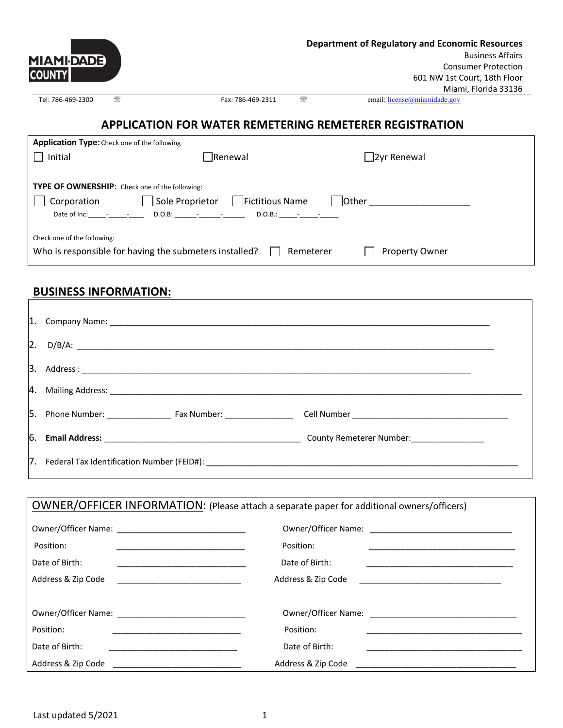MIAMI-DADE COUNTY

**Department of Regulatory and Economic Resources**
Business Affairs
Consumer Protection
601 NW 1st Court, 18th Floor
Miami, Florida 33136

Tel: 786-469-2300 Fax: 786-469-2311 email: license@miamidade.gov

# APPLICATION FOR WATER REMETERING REMETERER REGISTRATION

**Application Type:** Check one of the following:

☐ Initial ☐ Renewal ☐ 2yr Renewal

**TYPE OF OWNERSHIP:** Check one of the following:

☐ Corporation ☐ Sole Proprietor ☐ Fictitious Name ☐ Other ___________________

Date of Inc:_____-_____-____ D.O.B: ______-______-______ D.O.B.: _____-_____-_____

Check one of the following:

Who is responsible for having the submeters installed? ☐ Remeterer ☐ Property Owner

## BUSINESS INFORMATION:

1. Company Name: ______________________________________________________________________________
2. D/B/A: ____________________________________________________________________________________
3. Address : ____________________________________________________________________________
4. Mailing Address: ______________________________________________________________________________
5. Phone Number: ______________ Fax Number: _______________ Cell Number ___________________________________
6. **Email Address:** ___________________________________________ County Remeterer Number:________________
7. Federal Tax Identification Number (FEID#): ______________________________________________________________________

## OWNER/OFFICER INFORMATION: (Please attach a separate paper for additional owners/officers)

Owner/Officer Name: ____________________________ Owner/Officer Name: ______________________________
Position: ____________________________ Position: ______________________________
Date of Birth: ____________________________ Date of Birth: ______________________________
Address & Zip Code ____________________________ Address & Zip Code ______________________________

Owner/Officer Name: ____________________________ Owner/Officer Name: ______________________________
Position: ____________________________ Position: ______________________________
Date of Birth: ____________________________ Date of Birth: ______________________________
Address & Zip Code ____________________________ Address & Zip Code ______________________________

Last updated 5/2021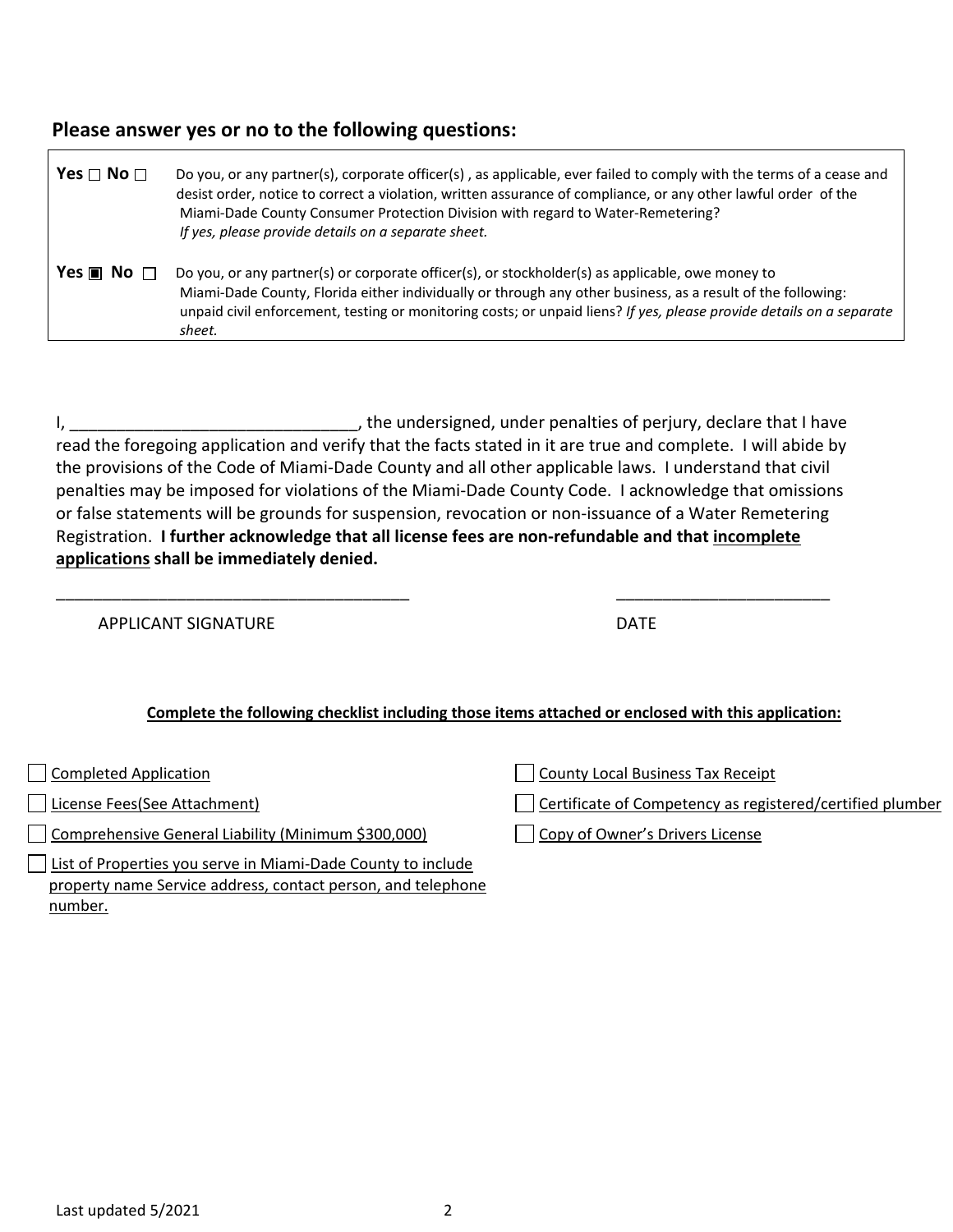## Please answer yes or no to the following questions:

| | |
|---|---|
| **Yes** ☐ **No** ☐ | Do you, or any partner(s), corporate officer(s) , as applicable, ever failed to comply with the terms of a cease and desist order, notice to correct a violation, written assurance of compliance, or any other lawful order of the Miami-Dade County Consumer Protection Division with regard to Water-Remetering? *If yes, please provide details on a separate sheet.* |
| **Yes** ▣ **No** ☐ | Do you, or any partner(s) or corporate officer(s), or stockholder(s) as applicable, owe money to Miami-Dade County, Florida either individually or through any other business, as a result of the following: unpaid civil enforcement, testing or monitoring costs; or unpaid liens? *If yes, please provide details on a separate sheet.* |

I, _______________________________, the undersigned, under penalties of perjury, declare that I have read the foregoing application and verify that the facts stated in it are true and complete. I will abide by the provisions of the Code of Miami-Dade County and all other applicable laws. I understand that civil penalties may be imposed for violations of the Miami-Dade County Code. I acknowledge that omissions or false statements will be grounds for suspension, revocation or non-issuance of a Water Remetering Registration. **I further acknowledge that all license fees are non-refundable and that incomplete applications shall be immediately denied.**

_______________________________________ _______________________

APPLICANT SIGNATURE DATE

**Complete the following checklist including those items attached or enclosed with this application:**

- ☐ Completed Application
- ☐ License Fees(See Attachment)
- ☐ Comprehensive General Liability (Minimum $300,000)
- ☐ List of Properties you serve in Miami-Dade County to include property name Service address, contact person, and telephone number.
- ☐ County Local Business Tax Receipt
- ☐ Certificate of Competency as registered/certified plumber
- ☐ Copy of Owner's Drivers License

Last updated 5/2021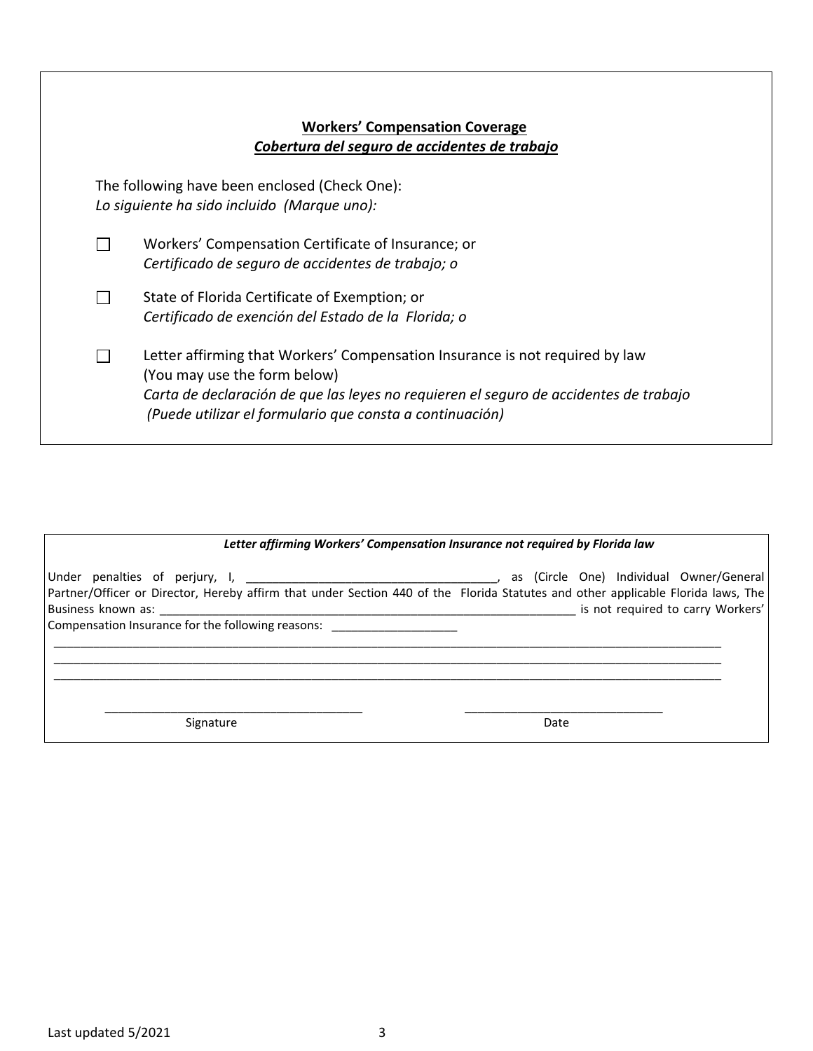**Workers' Compensation Coverage**
***Cobertura del seguro de accidentes de trabajo***

The following have been enclosed (Check One):
*Lo siguiente ha sido incluido (Marque uno):*

☐ Workers' Compensation Certificate of Insurance; or
*Certificado de seguro de accidentes de trabajo; o*

☐ State of Florida Certificate of Exemption; or
*Certificado de exención del Estado de la Florida; o*

☐ Letter affirming that Workers' Compensation Insurance is not required by law (You may use the form below)
*Carta de declaración de que las leyes no requieren el seguro de accidentes de trabajo (Puede utilizar el formulario que consta a continuación)*

***Letter affirming Workers' Compensation Insurance not required by Florida law***

Under penalties of perjury, I, ______________________________________, as (Circle One) Individual Owner/General Partner/Officer or Director, Hereby affirm that under Section 440 of the Florida Statutes and other applicable Florida laws, The Business known as: ____________________________________________________________________ is not required to carry Workers' Compensation Insurance for the following reasons: ___________________

_____________________________________________________________________________________________________

_____________________________________________________________________________________________________

_____________________________________________________________________________________________________

_______________________________________ Signature

______________________________ Date

Last updated 5/2021